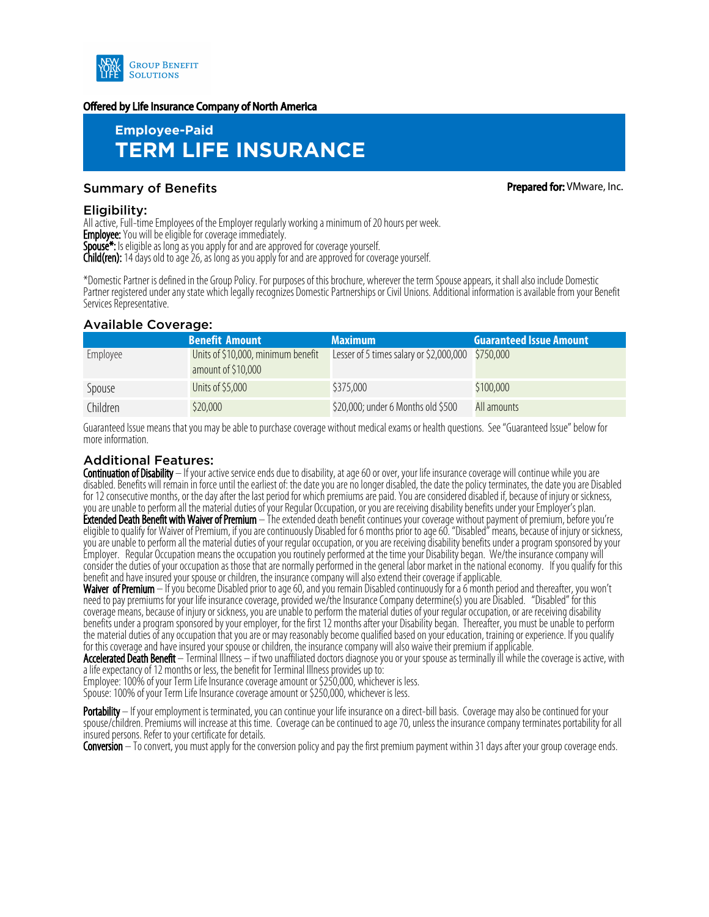NEW YORK LIFE GROUP BENEFIT SOLUTIONS

**Offered by Life Insurance Company of North America**

## Employee-Paid
# TERM LIFE INSURANCE

## Summary of Benefits

**Prepared for:** VMware, Inc.

### Eligibility:

All active, Full-time Employees of the Employer regularly working a minimum of 20 hours per week.
**Employee:** You will be eligible for coverage immediately.
**Spouse*:** Is eligible as long as you apply for and are approved for coverage yourself.
**Child(ren):** 14 days old to age 26, as long as you apply for and are approved for coverage yourself.

*Domestic Partner is defined in the Group Policy. For purposes of this brochure, wherever the term Spouse appears, it shall also include Domestic Partner registered under any state which legally recognizes Domestic Partnerships or Civil Unions. Additional information is available from your Benefit Services Representative.

### Available Coverage:

| | Benefit Amount | Maximum | Guaranteed Issue Amount |
|---|---|---|---|
| Employee | Units of $10,000, minimum benefit amount of $10,000 | Lesser of 5 times salary or $2,000,000 | $750,000 |
| Spouse | Units of $5,000 | $375,000 | $100,000 |
| Children | $20,000 | $20,000; under 6 Months old $500 | All amounts |

Guaranteed Issue means that you may be able to purchase coverage without medical exams or health questions. See "Guaranteed Issue" below for more information.

### Additional Features:

**Continuation of Disability** – If your active service ends due to disability, at age 60 or over, your life insurance coverage will continue while you are disabled. Benefits will remain in force until the earliest of: the date you are no longer disabled, the date the policy terminates, the date you are Disabled for 12 consecutive months, or the day after the last period for which premiums are paid. You are considered disabled if, because of injury or sickness, you are unable to perform all the material duties of your Regular Occupation, or you are receiving disability benefits under your Employer's plan.
**Extended Death Benefit with Waiver of Premium** – The extended death benefit continues your coverage without payment of premium, before you're eligible to qualify for Waiver of Premium, if you are continuously Disabled for 6 months prior to age 60. "Disabled" means, because of injury or sickness, you are unable to perform all the material duties of your regular occupation, or you are receiving disability benefits under a program sponsored by your Employer. Regular Occupation means the occupation you routinely performed at the time your Disability began. We/the insurance company will consider the duties of your occupation as those that are normally performed in the general labor market in the national economy. If you qualify for this benefit and have insured your spouse or children, the insurance company will also extend their coverage if applicable.
**Waiver of Premium** – If you become Disabled prior to age 60, and you remain Disabled continuously for a 6 month period and thereafter, you won't need to pay premiums for your life insurance coverage, provided we/the Insurance Company determine(s) you are Disabled. "Disabled" for this coverage means, because of injury or sickness, you are unable to perform the material duties of your regular occupation, or are receiving disability benefits under a program sponsored by your employer, for the first 12 months after your Disability began. Thereafter, you must be unable to perform the material duties of any occupation that you are or may reasonably become qualified based on your education, training or experience. If you qualify for this coverage and have insured your spouse or children, the insurance company will also waive their premium if applicable.
**Accelerated Death Benefit** – Terminal Illness – if two unaffiliated doctors diagnose you or your spouse as terminally ill while the coverage is active, with a life expectancy of 12 months or less, the benefit for Terminal Illness provides up to:
Employee: 100% of your Term Life Insurance coverage amount or $250,000, whichever is less.
Spouse: 100% of your Term Life Insurance coverage amount or $250,000, whichever is less.

**Portability** – If your employment is terminated, you can continue your life insurance on a direct-bill basis. Coverage may also be continued for your spouse/children. Premiums will increase at this time. Coverage can be continued to age 70, unless the insurance company terminates portability for all insured persons. Refer to your certificate for details.
**Conversion** – To convert, you must apply for the conversion policy and pay the first premium payment within 31 days after your group coverage ends.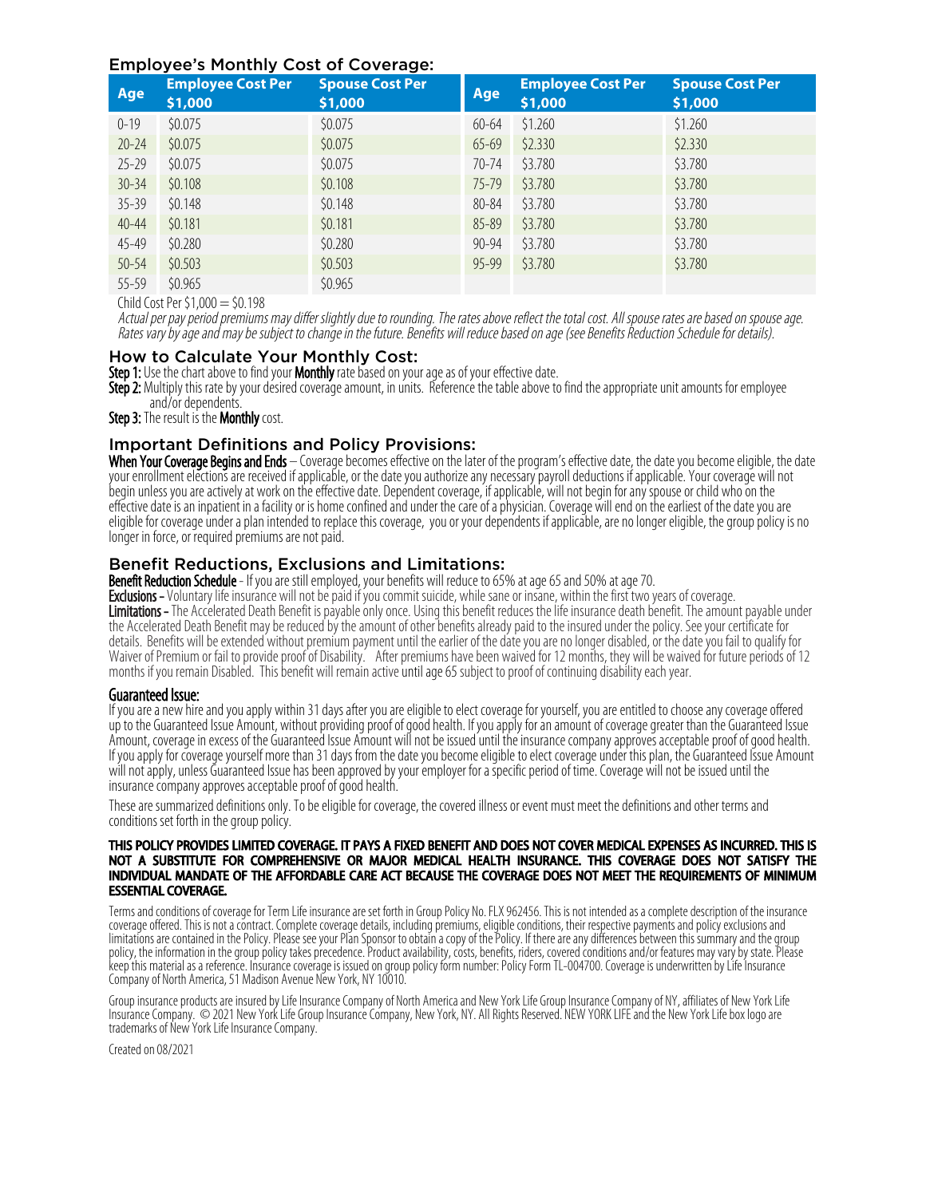## Employee's Monthly Cost of Coverage:

| Age | Employee Cost Per $1,000 | Spouse Cost Per $1,000 | Age | Employee Cost Per $1,000 | Spouse Cost Per $1,000 |
|---|---|---|---|---|---|
| 0-19 | $0.075 | $0.075 | 60-64 | $1.260 | $1.260 |
| 20-24 | $0.075 | $0.075 | 65-69 | $2.330 | $2.330 |
| 25-29 | $0.075 | $0.075 | 70-74 | $3.780 | $3.780 |
| 30-34 | $0.108 | $0.108 | 75-79 | $3.780 | $3.780 |
| 35-39 | $0.148 | $0.148 | 80-84 | $3.780 | $3.780 |
| 40-44 | $0.181 | $0.181 | 85-89 | $3.780 | $3.780 |
| 45-49 | $0.280 | $0.280 | 90-94 | $3.780 | $3.780 |
| 50-54 | $0.503 | $0.503 | 95-99 | $3.780 | $3.780 |
| 55-59 | $0.965 | $0.965 | | | |

Child Cost Per $1,000 = $0.198

*Actual per pay period premiums may differ slightly due to rounding. The rates above reflect the total cost. All spouse rates are based on spouse age. Rates vary by age and may be subject to change in the future. Benefits will reduce based on age (see Benefits Reduction Schedule for details).*

## How to Calculate Your Monthly Cost:

**Step 1:** Use the chart above to find your **Monthly** rate based on your age as of your effective date.

**Step 2:** Multiply this rate by your desired coverage amount, in units. Reference the table above to find the appropriate unit amounts for employee and/or dependents.

**Step 3:** The result is the **Monthly** cost.

## Important Definitions and Policy Provisions:

**When Your Coverage Begins and Ends** – Coverage becomes effective on the later of the program's effective date, the date you become eligible, the date your enrollment elections are received if applicable, or the date you authorize any necessary payroll deductions if applicable. Your coverage will not begin unless you are actively at work on the effective date. Dependent coverage, if applicable, will not begin for any spouse or child who on the effective date is an inpatient in a facility or is home confined and under the care of a physician. Coverage will end on the earliest of the date you are eligible for coverage under a plan intended to replace this coverage, you or your dependents if applicable, are no longer eligible, the group policy is no longer in force, or required premiums are not paid.

## Benefit Reductions, Exclusions and Limitations:

**Benefit Reduction Schedule** - If you are still employed, your benefits will reduce to 65% at age 65 and 50% at age 70.

**Exclusions –** Voluntary life insurance will not be paid if you commit suicide, while sane or insane, within the first two years of coverage.

**Limitations –** The Accelerated Death Benefit is payable only once. Using this benefit reduces the life insurance death benefit. The amount payable under the Accelerated Death Benefit may be reduced by the amount of other benefits already paid to the insured under the policy. See your certificate for details. Benefits will be extended without premium payment until the earlier of the date you are no longer disabled, or the date you fail to qualify for Waiver of Premium or fail to provide proof of Disability. After premiums have been waived for 12 months, they will be waived for future periods of 12 months if you remain Disabled. This benefit will remain active until age 65 subject to proof of continuing disability each year.

### Guaranteed Issue:

If you are a new hire and you apply within 31 days after you are eligible to elect coverage for yourself, you are entitled to choose any coverage offered up to the Guaranteed Issue Amount, without providing proof of good health. If you apply for an amount of coverage greater than the Guaranteed Issue Amount, coverage in excess of the Guaranteed Issue Amount will not be issued until the insurance company approves acceptable proof of good health. If you apply for coverage yourself more than 31 days from the date you become eligible to elect coverage under this plan, the Guaranteed Issue Amount will not apply, unless Guaranteed Issue has been approved by your employer for a specific period of time. Coverage will not be issued until the insurance company approves acceptable proof of good health.

These are summarized definitions only. To be eligible for coverage, the covered illness or event must meet the definitions and other terms and conditions set forth in the group policy.

**THIS POLICY PROVIDES LIMITED COVERAGE. IT PAYS A FIXED BENEFIT AND DOES NOT COVER MEDICAL EXPENSES AS INCURRED. THIS IS NOT A SUBSTITUTE FOR COMPREHENSIVE OR MAJOR MEDICAL HEALTH INSURANCE. THIS COVERAGE DOES NOT SATISFY THE INDIVIDUAL MANDATE OF THE AFFORDABLE CARE ACT BECAUSE THE COVERAGE DOES NOT MEET THE REQUIREMENTS OF MINIMUM ESSENTIAL COVERAGE.**

Terms and conditions of coverage for Term Life insurance are set forth in Group Policy No. FLX 962456. This is not intended as a complete description of the insurance coverage offered. This is not a contract. Complete coverage details, including premiums, eligible conditions, their respective payments and policy exclusions and limitations are contained in the Policy. Please see your Plan Sponsor to obtain a copy of the Policy. If there are any differences between this summary and the group policy, the information in the group policy takes precedence. Product availability, costs, benefits, riders, covered conditions and/or features may vary by state. Please keep this material as a reference. Insurance coverage is issued on group policy form number: Policy Form TL-004700. Coverage is underwritten by Life Insurance Company of North America, 51 Madison Avenue New York, NY 10010.

Group insurance products are insured by Life Insurance Company of North America and New York Life Group Insurance Company of NY, affiliates of New York Life Insurance Company. © 2021 New York Life Group Insurance Company, New York, NY. All Rights Reserved. NEW YORK LIFE and the New York Life box logo are trademarks of New York Life Insurance Company.

Created on 08/2021